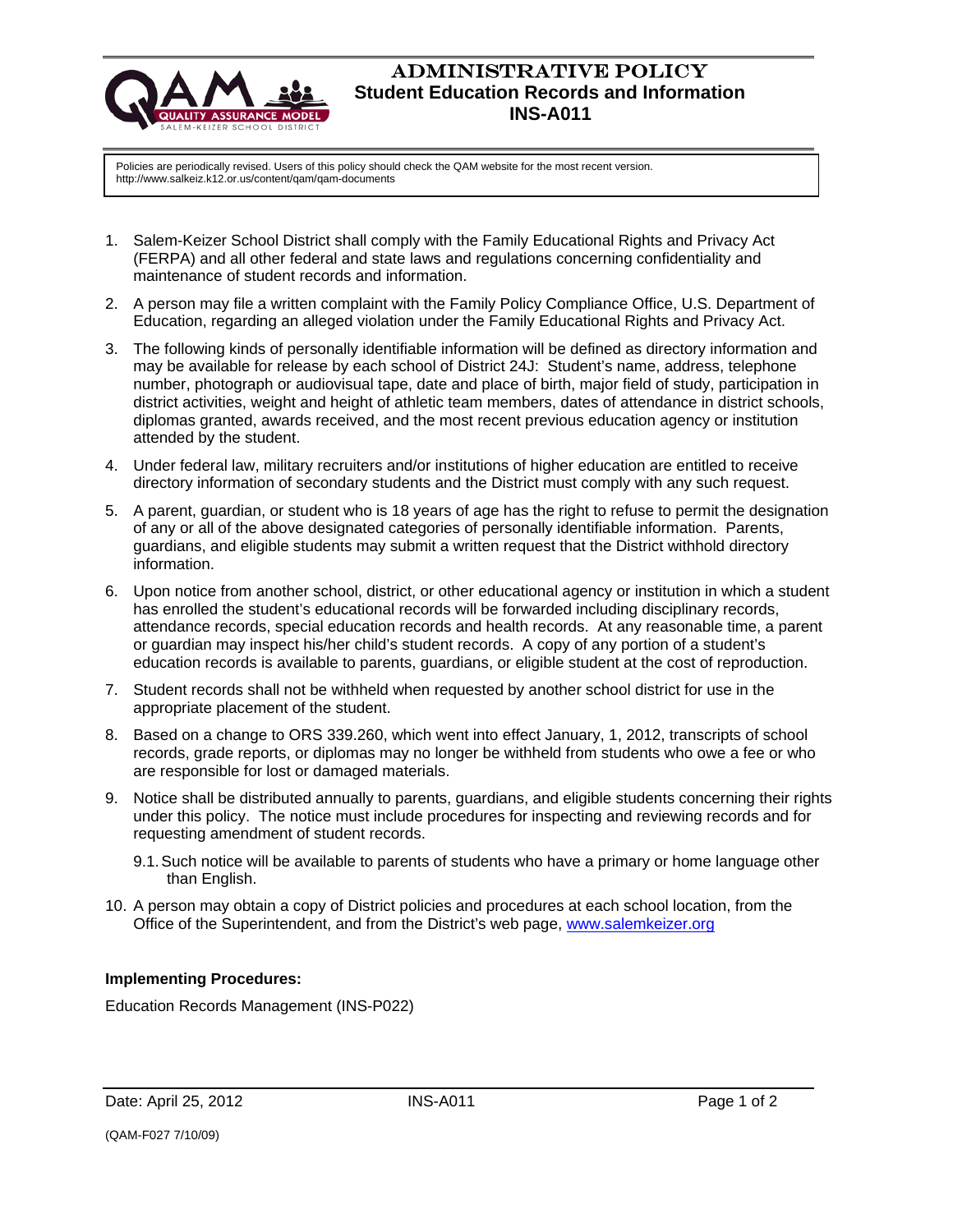# ADMINISTRATIVE POLICY
## Student Education Records and Information
## INS-A011

Policies are periodically revised. Users of this policy should check the QAM website for the most recent version.
http://www.salkeiz.k12.or.us/content/qam/qam-documents

1. Salem-Keizer School District shall comply with the Family Educational Rights and Privacy Act (FERPA) and all other federal and state laws and regulations concerning confidentiality and maintenance of student records and information.

2. A person may file a written complaint with the Family Policy Compliance Office, U.S. Department of Education, regarding an alleged violation under the Family Educational Rights and Privacy Act.

3. The following kinds of personally identifiable information will be defined as directory information and may be available for release by each school of District 24J: Student's name, address, telephone number, photograph or audiovisual tape, date and place of birth, major field of study, participation in district activities, weight and height of athletic team members, dates of attendance in district schools, diplomas granted, awards received, and the most recent previous education agency or institution attended by the student.

4. Under federal law, military recruiters and/or institutions of higher education are entitled to receive directory information of secondary students and the District must comply with any such request.

5. A parent, guardian, or student who is 18 years of age has the right to refuse to permit the designation of any or all of the above designated categories of personally identifiable information. Parents, guardians, and eligible students may submit a written request that the District withhold directory information.

6. Upon notice from another school, district, or other educational agency or institution in which a student has enrolled the student's educational records will be forwarded including disciplinary records, attendance records, special education records and health records. At any reasonable time, a parent or guardian may inspect his/her child's student records. A copy of any portion of a student's education records is available to parents, guardians, or eligible student at the cost of reproduction.

7. Student records shall not be withheld when requested by another school district for use in the appropriate placement of the student.

8. Based on a change to ORS 339.260, which went into effect January, 1, 2012, transcripts of school records, grade reports, or diplomas may no longer be withheld from students who owe a fee or who are responsible for lost or damaged materials.

9. Notice shall be distributed annually to parents, guardians, and eligible students concerning their rights under this policy. The notice must include procedures for inspecting and reviewing records and for requesting amendment of student records.

   9.1. Such notice will be available to parents of students who have a primary or home language other than English.

10. A person may obtain a copy of District policies and procedures at each school location, from the Office of the Superintendent, and from the District's web page, [www.salemkeizer.org](www.salemkeizer.org)

**Implementing Procedures:**

Education Records Management (INS-P022)

Date: April 25, 2012

(QAM-F027 7/10/09)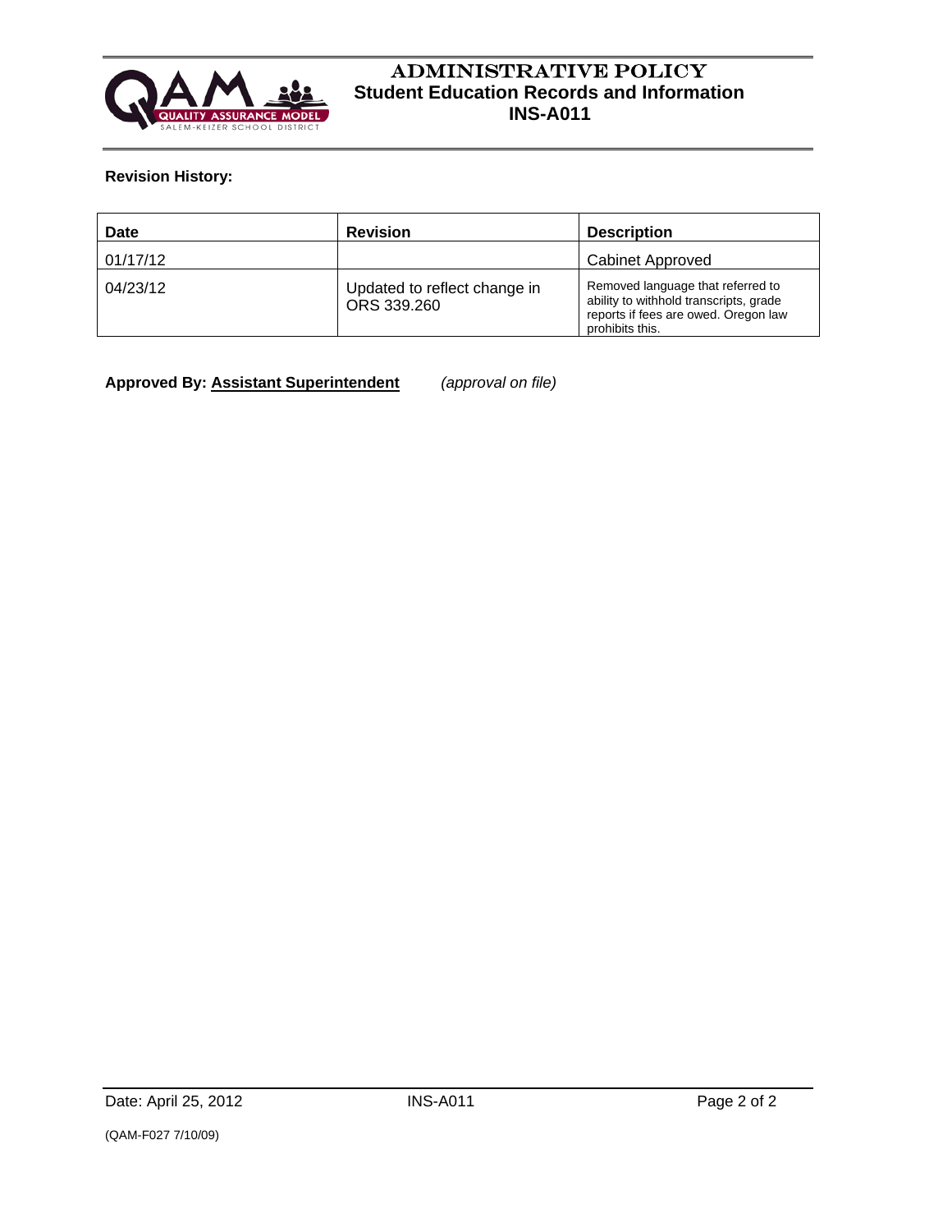**Revision History:**

| Date | Revision | Description |
| --- | --- | --- |
| 01/17/12 | | Cabinet Approved |
| 04/23/12 | Updated to reflect change in ORS 339.260 | Removed language that referred to ability to withhold transcripts, grade reports if fees are owed. Oregon law prohibits this. |

**Approved By: Assistant Superintendent** *(approval on file)*

(QAM-F027 7/10/09)